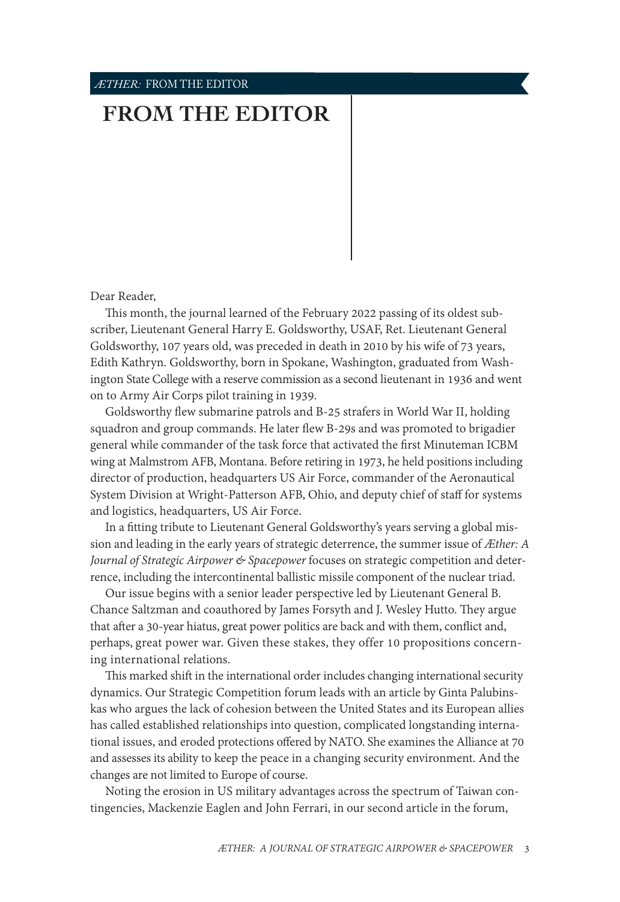# FROM THE EDITOR

Dear Reader,

This month, the journal learned of the February 2022 passing of its oldest subscriber, Lieutenant General Harry E. Goldsworthy, USAF, Ret. Lieutenant General Goldsworthy, 107 years old, was preceded in death in 2010 by his wife of 73 years, Edith Kathryn. Goldsworthy, born in Spokane, Washington, graduated from Washington State College with a reserve commission as a second lieutenant in 1936 and went on to Army Air Corps pilot training in 1939.

Goldsworthy flew submarine patrols and B-25 strafers in World War II, holding squadron and group commands. He later flew B-29s and was promoted to brigadier general while commander of the task force that activated the first Minuteman ICBM wing at Malmstrom AFB, Montana. Before retiring in 1973, he held positions including director of production, headquarters US Air Force, commander of the Aeronautical System Division at Wright-Patterson AFB, Ohio, and deputy chief of staff for systems and logistics, headquarters, US Air Force.

In a fitting tribute to Lieutenant General Goldsworthy's years serving a global mission and leading in the early years of strategic deterrence, the summer issue of *Æther: A Journal of Strategic Airpower & Spacepower* focuses on strategic competition and deterrence, including the intercontinental ballistic missile component of the nuclear triad.

Our issue begins with a senior leader perspective led by Lieutenant General B. Chance Saltzman and coauthored by James Forsyth and J. Wesley Hutto. They argue that after a 30-year hiatus, great power politics are back and with them, conflict and, perhaps, great power war. Given these stakes, they offer 10 propositions concerning international relations.

This marked shift in the international order includes changing international security dynamics. Our Strategic Competition forum leads with an article by Ginta Palubinskas who argues the lack of cohesion between the United States and its European allies has called established relationships into question, complicated longstanding international issues, and eroded protections offered by NATO. She examines the Alliance at 70 and assesses its ability to keep the peace in a changing security environment. And the changes are not limited to Europe of course.

Noting the erosion in US military advantages across the spectrum of Taiwan contingencies, Mackenzie Eaglen and John Ferrari, in our second article in the forum,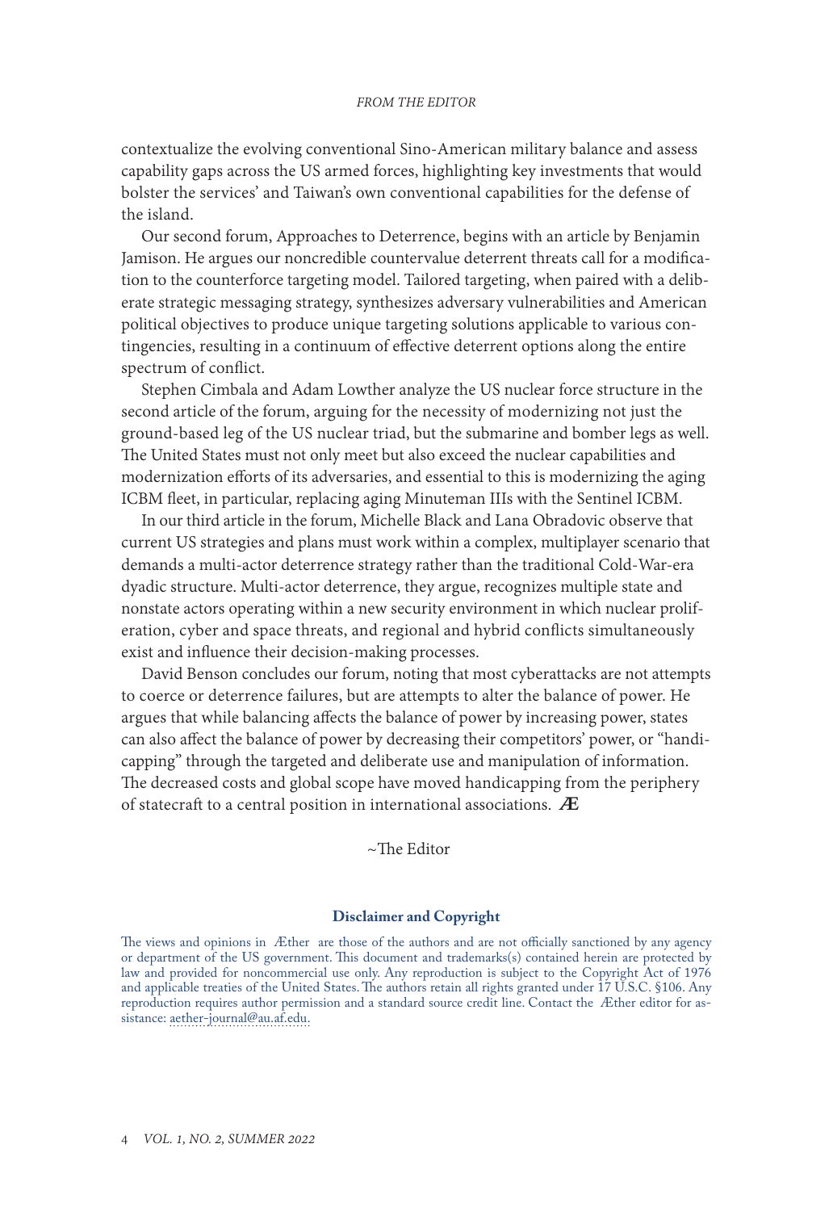contextualize the evolving conventional Sino-American military balance and assess capability gaps across the US armed forces, highlighting key investments that would bolster the services' and Taiwan's own conventional capabilities for the defense of the island.

Our second forum, Approaches to Deterrence, begins with an article by Benjamin Jamison. He argues our noncredible countervalue deterrent threats call for a modification to the counterforce targeting model. Tailored targeting, when paired with a deliberate strategic messaging strategy, synthesizes adversary vulnerabilities and American political objectives to produce unique targeting solutions applicable to various contingencies, resulting in a continuum of effective deterrent options along the entire spectrum of conflict.

Stephen Cimbala and Adam Lowther analyze the US nuclear force structure in the second article of the forum, arguing for the necessity of modernizing not just the ground-based leg of the US nuclear triad, but the submarine and bomber legs as well. The United States must not only meet but also exceed the nuclear capabilities and modernization efforts of its adversaries, and essential to this is modernizing the aging ICBM fleet, in particular, replacing aging Minuteman IIIs with the Sentinel ICBM.

In our third article in the forum, Michelle Black and Lana Obradovic observe that current US strategies and plans must work within a complex, multiplayer scenario that demands a multi-actor deterrence strategy rather than the traditional Cold-War-era dyadic structure. Multi-actor deterrence, they argue, recognizes multiple state and nonstate actors operating within a new security environment in which nuclear proliferation, cyber and space threats, and regional and hybrid conflicts simultaneously exist and influence their decision-making processes.

David Benson concludes our forum, noting that most cyberattacks are not attempts to coerce or deterrence failures, but are attempts to alter the balance of power. He argues that while balancing affects the balance of power by increasing power, states can also affect the balance of power by decreasing their competitors' power, or "handicapping" through the targeted and deliberate use and manipulation of information. The decreased costs and global scope have moved handicapping from the periphery of statecraft to a central position in international associations. **Æ**

~The Editor

**Disclaimer and Copyright**

The views and opinions in Æther are those of the authors and are not officially sanctioned by any agency or department of the US government. This document and trademarks(s) contained herein are protected by law and provided for noncommercial use only. Any reproduction is subject to the Copyright Act of 1976 and applicable treaties of the United States. The authors retain all rights granted under 17 U.S.C. §106. Any reproduction requires author permission and a standard source credit line. Contact the Æther editor for assistance: aether-journal@au.af.edu.